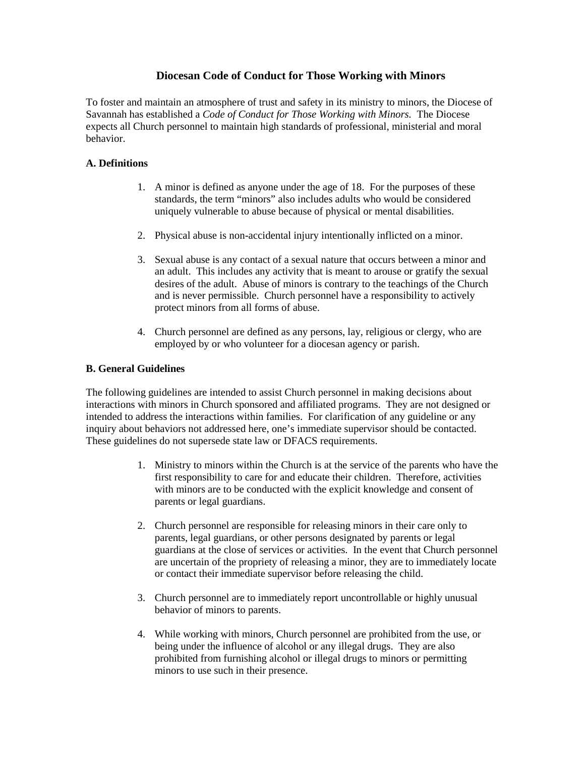# Diocesan Code of Conduct for Those Working with Minors

To foster and maintain an atmosphere of trust and safety in its ministry to minors, the Diocese of Savannah has established a *Code of Conduct for Those Working with Minors.* The Diocese expects all Church personnel to maintain high standards of professional, ministerial and moral behavior.

## A. Definitions

1. A minor is defined as anyone under the age of 18. For the purposes of these standards, the term "minors" also includes adults who would be considered uniquely vulnerable to abuse because of physical or mental disabilities.

2. Physical abuse is non-accidental injury intentionally inflicted on a minor.

3. Sexual abuse is any contact of a sexual nature that occurs between a minor and an adult. This includes any activity that is meant to arouse or gratify the sexual desires of the adult. Abuse of minors is contrary to the teachings of the Church and is never permissible. Church personnel have a responsibility to actively protect minors from all forms of abuse.

4. Church personnel are defined as any persons, lay, religious or clergy, who are employed by or who volunteer for a diocesan agency or parish.

## B. General Guidelines

The following guidelines are intended to assist Church personnel in making decisions about interactions with minors in Church sponsored and affiliated programs. They are not designed or intended to address the interactions within families. For clarification of any guideline or any inquiry about behaviors not addressed here, one's immediate supervisor should be contacted. These guidelines do not supersede state law or DFACS requirements.

1. Ministry to minors within the Church is at the service of the parents who have the first responsibility to care for and educate their children. Therefore, activities with minors are to be conducted with the explicit knowledge and consent of parents or legal guardians.

2. Church personnel are responsible for releasing minors in their care only to parents, legal guardians, or other persons designated by parents or legal guardians at the close of services or activities. In the event that Church personnel are uncertain of the propriety of releasing a minor, they are to immediately locate or contact their immediate supervisor before releasing the child.

3. Church personnel are to immediately report uncontrollable or highly unusual behavior of minors to parents.

4. While working with minors, Church personnel are prohibited from the use, or being under the influence of alcohol or any illegal drugs. They are also prohibited from furnishing alcohol or illegal drugs to minors or permitting minors to use such in their presence.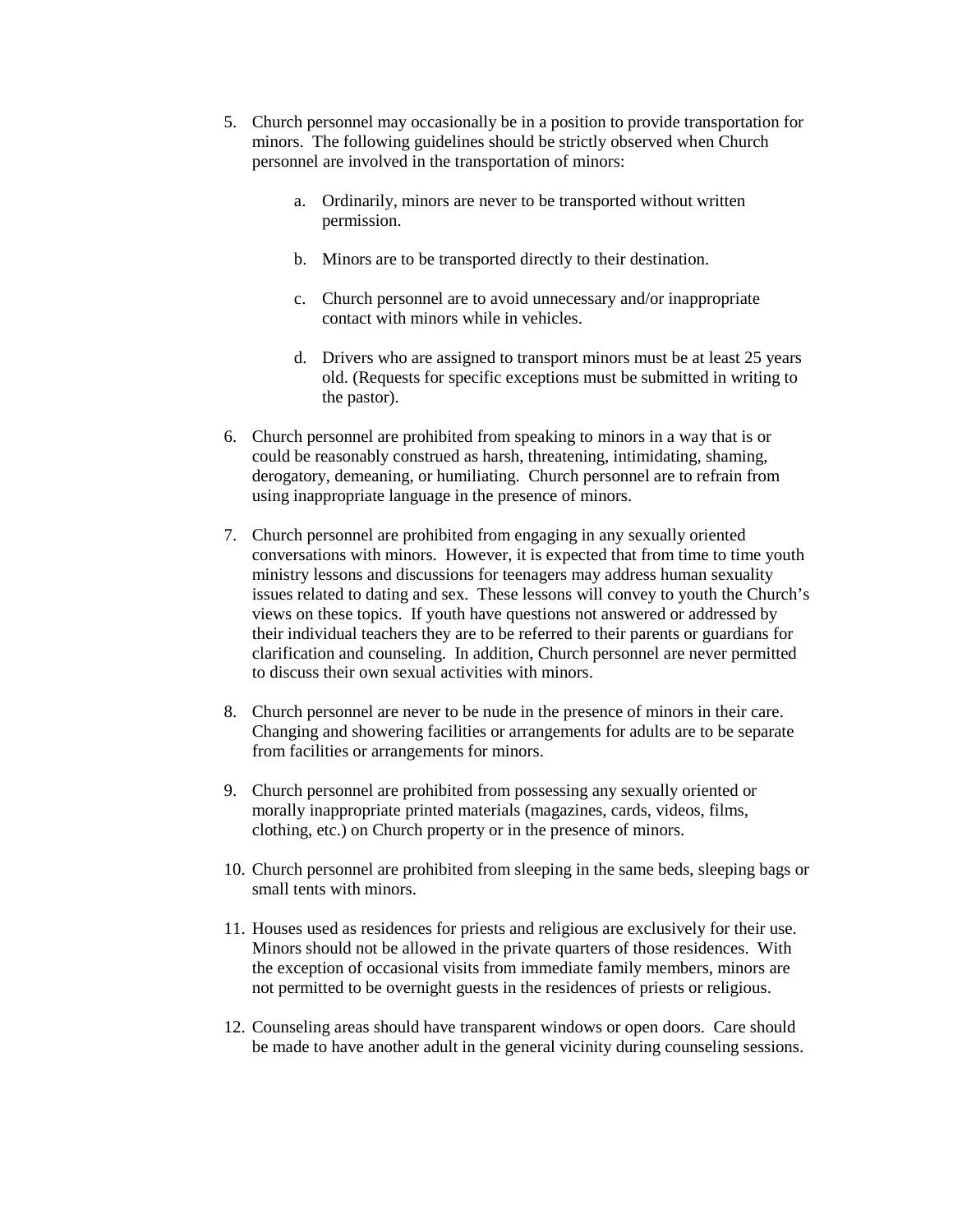5. Church personnel may occasionally be in a position to provide transportation for minors. The following guidelines should be strictly observed when Church personnel are involved in the transportation of minors:

    a. Ordinarily, minors are never to be transported without written permission.

    b. Minors are to be transported directly to their destination.

    c. Church personnel are to avoid unnecessary and/or inappropriate contact with minors while in vehicles.

    d. Drivers who are assigned to transport minors must be at least 25 years old. (Requests for specific exceptions must be submitted in writing to the pastor).

6. Church personnel are prohibited from speaking to minors in a way that is or could be reasonably construed as harsh, threatening, intimidating, shaming, derogatory, demeaning, or humiliating. Church personnel are to refrain from using inappropriate language in the presence of minors.

7. Church personnel are prohibited from engaging in any sexually oriented conversations with minors. However, it is expected that from time to time youth ministry lessons and discussions for teenagers may address human sexuality issues related to dating and sex. These lessons will convey to youth the Church's views on these topics. If youth have questions not answered or addressed by their individual teachers they are to be referred to their parents or guardians for clarification and counseling. In addition, Church personnel are never permitted to discuss their own sexual activities with minors.

8. Church personnel are never to be nude in the presence of minors in their care. Changing and showering facilities or arrangements for adults are to be separate from facilities or arrangements for minors.

9. Church personnel are prohibited from possessing any sexually oriented or morally inappropriate printed materials (magazines, cards, videos, films, clothing, etc.) on Church property or in the presence of minors.

10. Church personnel are prohibited from sleeping in the same beds, sleeping bags or small tents with minors.

11. Houses used as residences for priests and religious are exclusively for their use. Minors should not be allowed in the private quarters of those residences. With the exception of occasional visits from immediate family members, minors are not permitted to be overnight guests in the residences of priests or religious.

12. Counseling areas should have transparent windows or open doors. Care should be made to have another adult in the general vicinity during counseling sessions.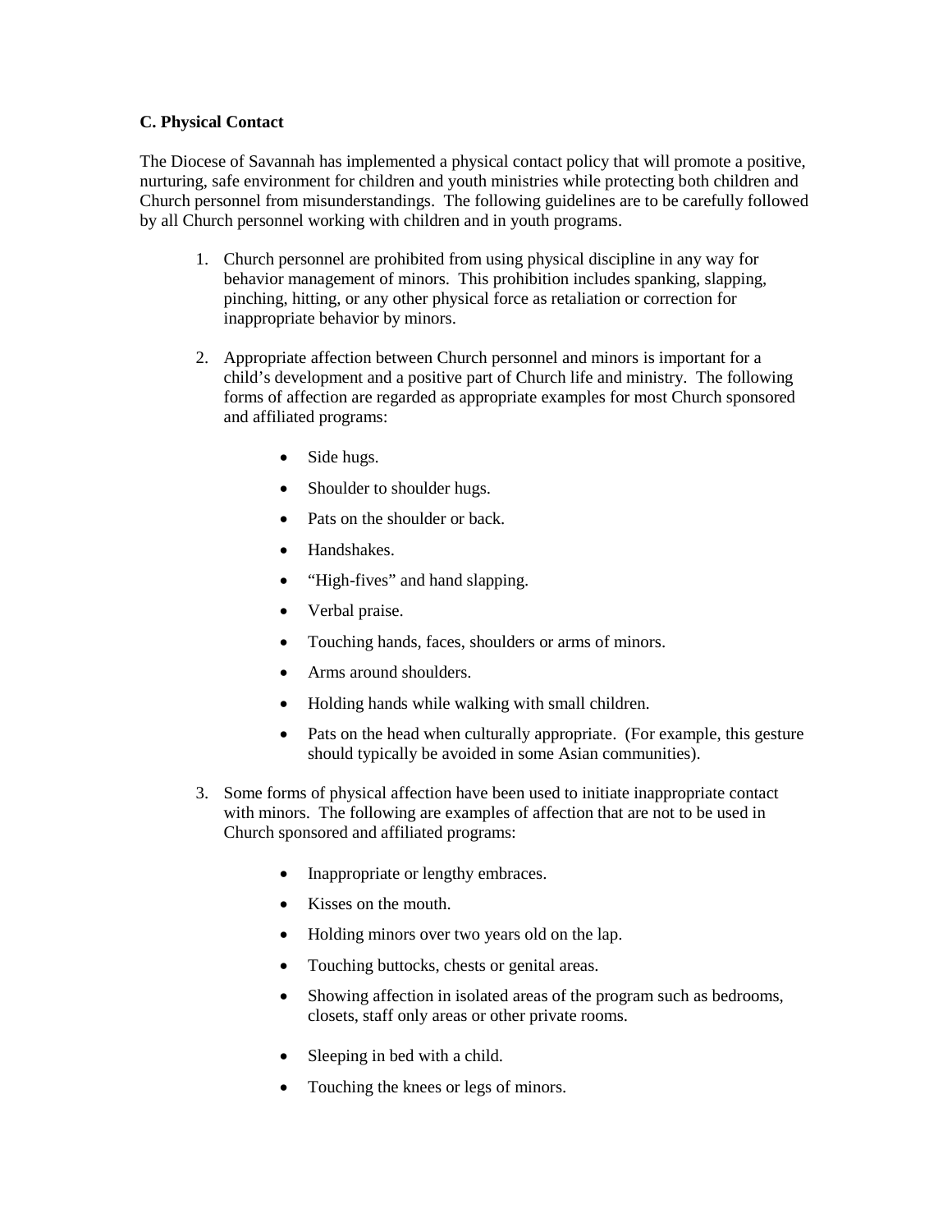**C. Physical Contact**

The Diocese of Savannah has implemented a physical contact policy that will promote a positive, nurturing, safe environment for children and youth ministries while protecting both children and Church personnel from misunderstandings. The following guidelines are to be carefully followed by all Church personnel working with children and in youth programs.

1. Church personnel are prohibited from using physical discipline in any way for behavior management of minors. This prohibition includes spanking, slapping, pinching, hitting, or any other physical force as retaliation or correction for inappropriate behavior by minors.

2. Appropriate affection between Church personnel and minors is important for a child's development and a positive part of Church life and ministry. The following forms of affection are regarded as appropriate examples for most Church sponsored and affiliated programs:

   - Side hugs.
   - Shoulder to shoulder hugs.
   - Pats on the shoulder or back.
   - Handshakes.
   - "High-fives" and hand slapping.
   - Verbal praise.
   - Touching hands, faces, shoulders or arms of minors.
   - Arms around shoulders.
   - Holding hands while walking with small children.
   - Pats on the head when culturally appropriate. (For example, this gesture should typically be avoided in some Asian communities).

3. Some forms of physical affection have been used to initiate inappropriate contact with minors. The following are examples of affection that are not to be used in Church sponsored and affiliated programs:

   - Inappropriate or lengthy embraces.
   - Kisses on the mouth.
   - Holding minors over two years old on the lap.
   - Touching buttocks, chests or genital areas.
   - Showing affection in isolated areas of the program such as bedrooms, closets, staff only areas or other private rooms.
   - Sleeping in bed with a child.
   - Touching the knees or legs of minors.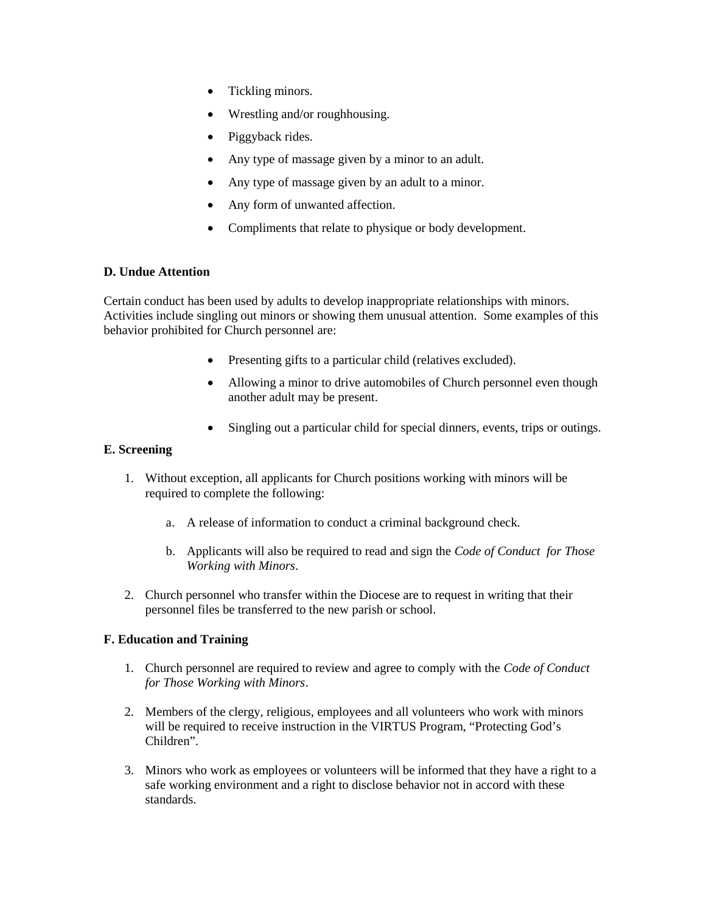- Tickling minors.
- Wrestling and/or roughhousing.
- Piggyback rides.
- Any type of massage given by a minor to an adult.
- Any type of massage given by an adult to a minor.
- Any form of unwanted affection.
- Compliments that relate to physique or body development.

**D. Undue Attention**

Certain conduct has been used by adults to develop inappropriate relationships with minors. Activities include singling out minors or showing them unusual attention. Some examples of this behavior prohibited for Church personnel are:

- Presenting gifts to a particular child (relatives excluded).
- Allowing a minor to drive automobiles of Church personnel even though another adult may be present.
- Singling out a particular child for special dinners, events, trips or outings.

**E. Screening**

1. Without exception, all applicants for Church positions working with minors will be required to complete the following:

    a. A release of information to conduct a criminal background check.

    b. Applicants will also be required to read and sign the *Code of Conduct for Those Working with Minors*.

2. Church personnel who transfer within the Diocese are to request in writing that their personnel files be transferred to the new parish or school.

**F. Education and Training**

1. Church personnel are required to review and agree to comply with the *Code of Conduct for Those Working with Minors*.

2. Members of the clergy, religious, employees and all volunteers who work with minors will be required to receive instruction in the VIRTUS Program, "Protecting God's Children".

3. Minors who work as employees or volunteers will be informed that they have a right to a safe working environment and a right to disclose behavior not in accord with these standards.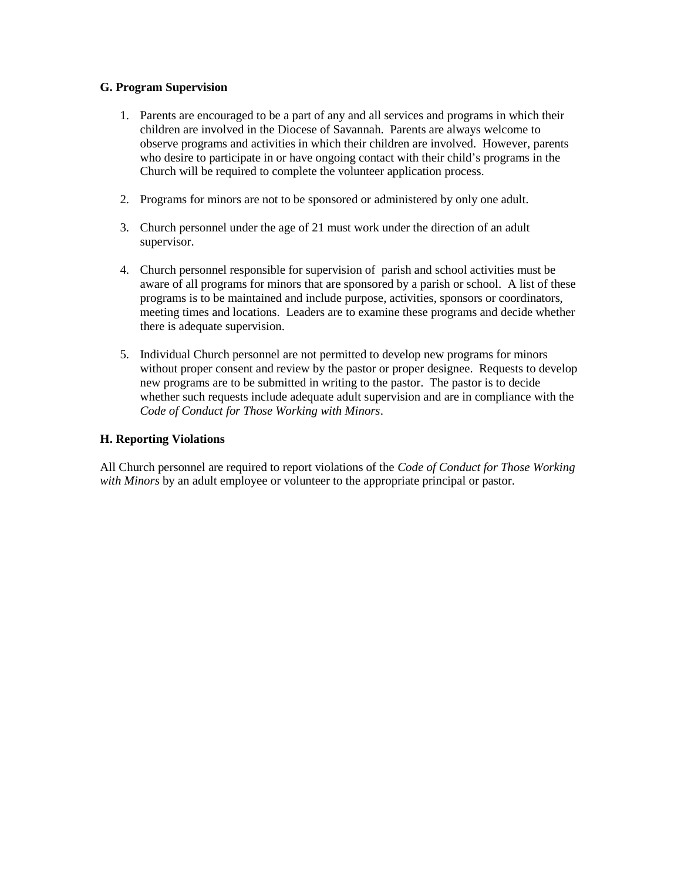### G. Program Supervision

1. Parents are encouraged to be a part of any and all services and programs in which their children are involved in the Diocese of Savannah. Parents are always welcome to observe programs and activities in which their children are involved. However, parents who desire to participate in or have ongoing contact with their child's programs in the Church will be required to complete the volunteer application process.

2. Programs for minors are not to be sponsored or administered by only one adult.

3. Church personnel under the age of 21 must work under the direction of an adult supervisor.

4. Church personnel responsible for supervision of parish and school activities must be aware of all programs for minors that are sponsored by a parish or school. A list of these programs is to be maintained and include purpose, activities, sponsors or coordinators, meeting times and locations. Leaders are to examine these programs and decide whether there is adequate supervision.

5. Individual Church personnel are not permitted to develop new programs for minors without proper consent and review by the pastor or proper designee. Requests to develop new programs are to be submitted in writing to the pastor. The pastor is to decide whether such requests include adequate adult supervision and are in compliance with the *Code of Conduct for Those Working with Minors*.

### H. Reporting Violations

All Church personnel are required to report violations of the *Code of Conduct for Those Working with Minors* by an adult employee or volunteer to the appropriate principal or pastor.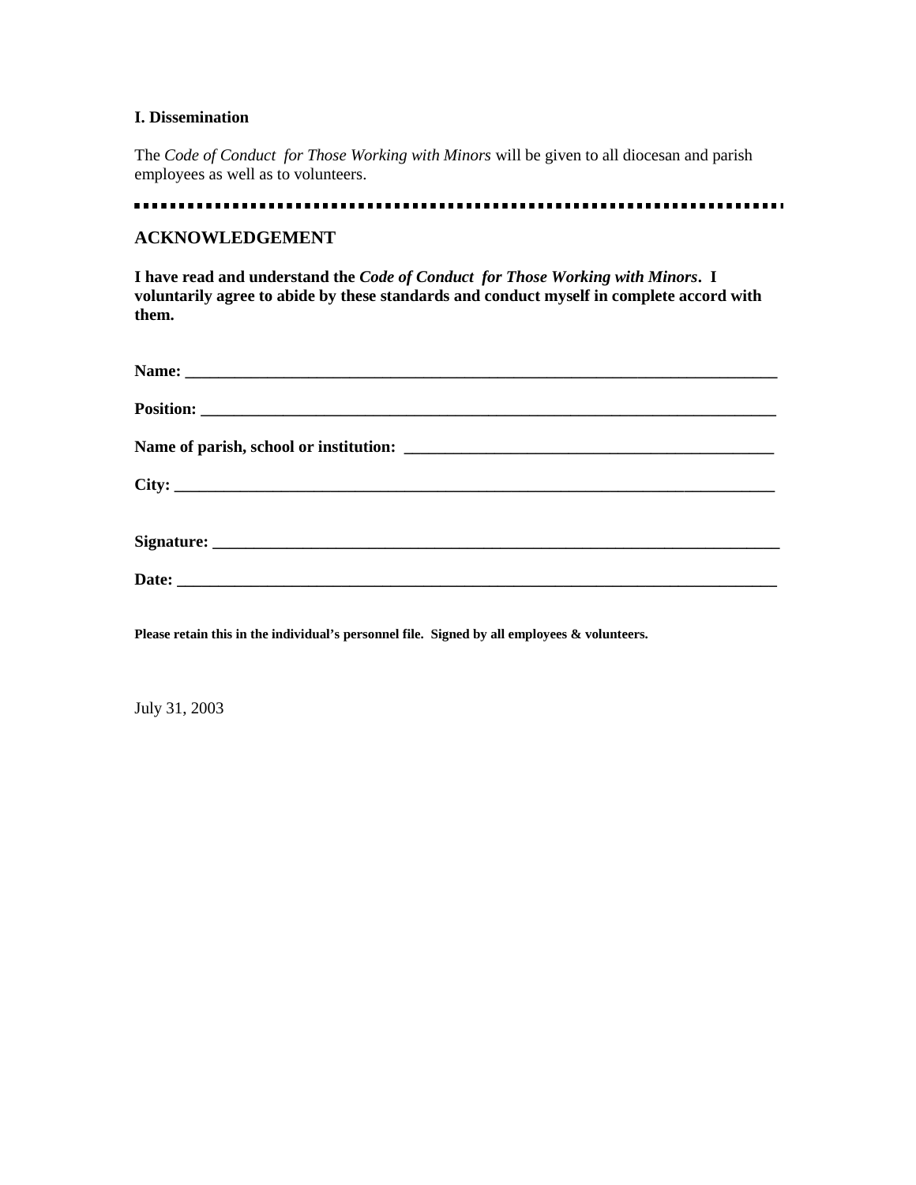**I. Dissemination**

The *Code of Conduct for Those Working with Minors* will be given to all diocesan and parish employees as well as to volunteers.

---

## ACKNOWLEDGEMENT

**I have read and understand the *Code of Conduct for Those Working with Minors*. I voluntarily agree to abide by these standards and conduct myself in complete accord with them.**

**Name:** ______________________________________________________________________

**Position:** ____________________________________________________________________

**Name of parish, school or institution:** ____________________________________________

**City:** _______________________________________________________________________

**Signature:** ___________________________________________________________________

**Date:** _______________________________________________________________________

**Please retain this in the individual's personnel file. Signed by all employees & volunteers.**

July 31, 2003